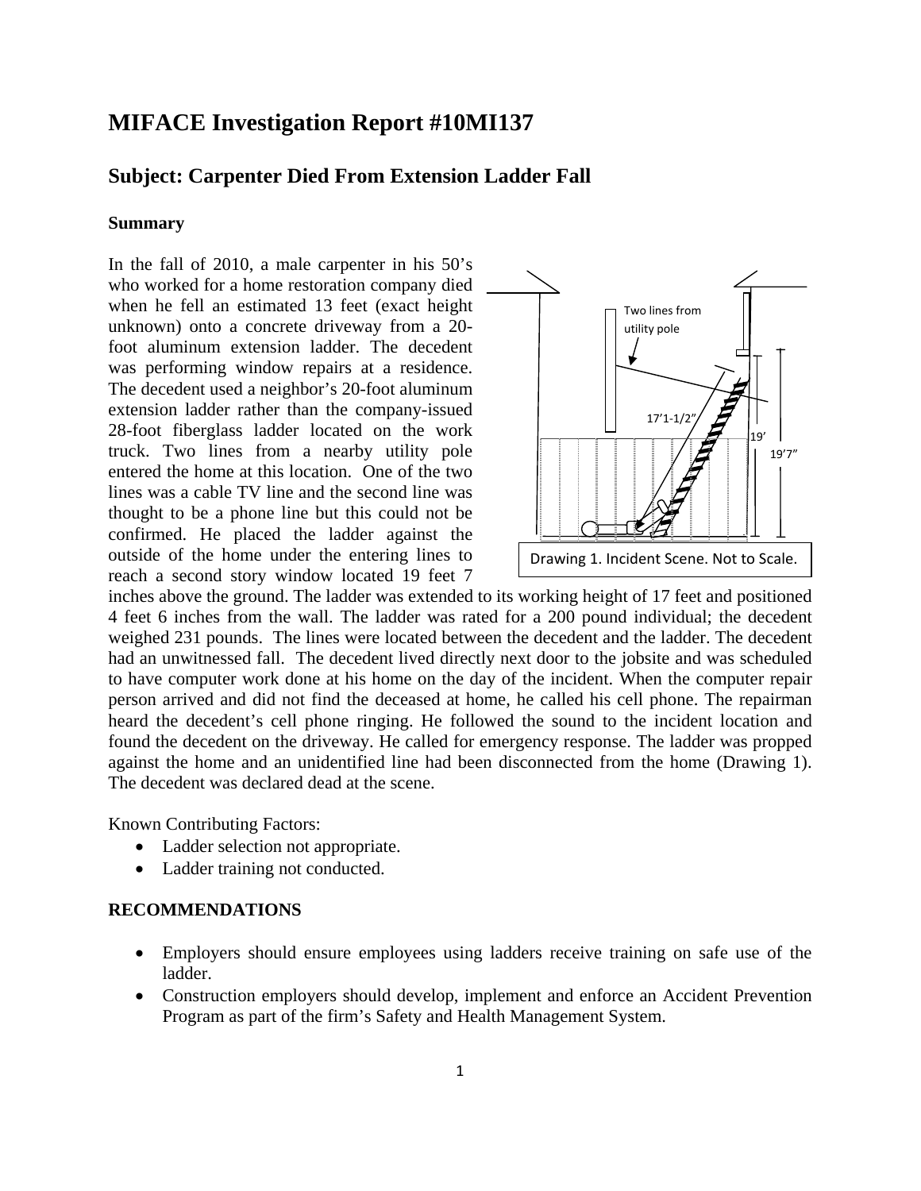# MIFACE Investigation Report #10MI137

## Subject: Carpenter Died From Extension Ladder Fall

### Summary

In the fall of 2010, a male carpenter in his 50's who worked for a home restoration company died when he fell an estimated 13 feet (exact height unknown) onto a concrete driveway from a 20-foot aluminum extension ladder. The decedent was performing window repairs at a residence. The decedent used a neighbor's 20-foot aluminum extension ladder rather than the company-issued 28-foot fiberglass ladder located on the work truck. Two lines from a nearby utility pole entered the home at this location. One of the two lines was a cable TV line and the second line was thought to be a phone line but this could not be confirmed. He placed the ladder against the outside of the home under the entering lines to reach a second story window located 19 feet 7 inches above the ground. The ladder was extended to its working height of 17 feet and positioned 4 feet 6 inches from the wall. The ladder was rated for a 200 pound individual; the decedent weighed 231 pounds. The lines were located between the decedent and the ladder. The decedent had an unwitnessed fall. The decedent lived directly next door to the jobsite and was scheduled to have computer work done at his home on the day of the incident. When the computer repair person arrived and did not find the deceased at home, he called his cell phone. The repairman heard the decedent's cell phone ringing. He followed the sound to the incident location and found the decedent on the driveway. He called for emergency response. The ladder was propped against the home and an unidentified line had been disconnected from the home (Drawing 1). The decedent was declared dead at the scene.

Drawing 1. Incident Scene. Not to Scale.

Known Contributing Factors:

- Ladder selection not appropriate.
- Ladder training not conducted.

### RECOMMENDATIONS

- Employers should ensure employees using ladders receive training on safe use of the ladder.
- Construction employers should develop, implement and enforce an Accident Prevention Program as part of the firm's Safety and Health Management System.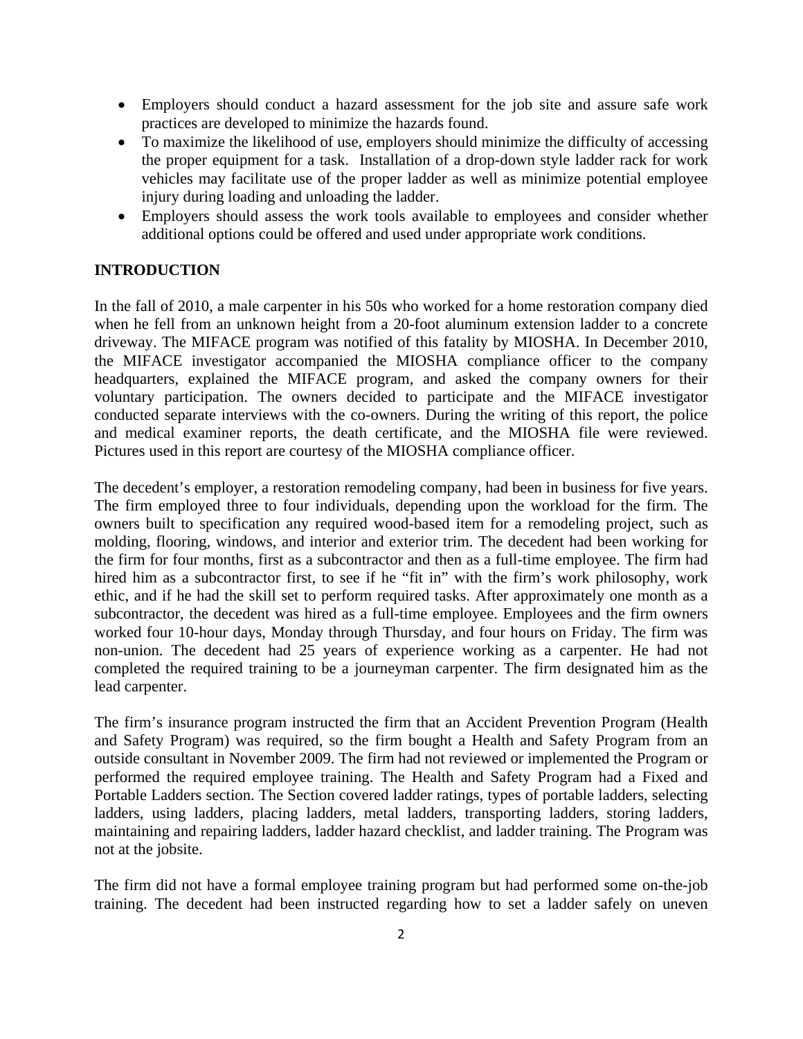- Employers should conduct a hazard assessment for the job site and assure safe work practices are developed to minimize the hazards found.
- To maximize the likelihood of use, employers should minimize the difficulty of accessing the proper equipment for a task. Installation of a drop-down style ladder rack for work vehicles may facilitate use of the proper ladder as well as minimize potential employee injury during loading and unloading the ladder.
- Employers should assess the work tools available to employees and consider whether additional options could be offered and used under appropriate work conditions.

## INTRODUCTION

In the fall of 2010, a male carpenter in his 50s who worked for a home restoration company died when he fell from an unknown height from a 20-foot aluminum extension ladder to a concrete driveway. The MIFACE program was notified of this fatality by MIOSHA. In December 2010, the MIFACE investigator accompanied the MIOSHA compliance officer to the company headquarters, explained the MIFACE program, and asked the company owners for their voluntary participation. The owners decided to participate and the MIFACE investigator conducted separate interviews with the co-owners. During the writing of this report, the police and medical examiner reports, the death certificate, and the MIOSHA file were reviewed. Pictures used in this report are courtesy of the MIOSHA compliance officer.

The decedent's employer, a restoration remodeling company, had been in business for five years. The firm employed three to four individuals, depending upon the workload for the firm. The owners built to specification any required wood-based item for a remodeling project, such as molding, flooring, windows, and interior and exterior trim. The decedent had been working for the firm for four months, first as a subcontractor and then as a full-time employee. The firm had hired him as a subcontractor first, to see if he "fit in" with the firm's work philosophy, work ethic, and if he had the skill set to perform required tasks. After approximately one month as a subcontractor, the decedent was hired as a full-time employee. Employees and the firm owners worked four 10-hour days, Monday through Thursday, and four hours on Friday. The firm was non-union. The decedent had 25 years of experience working as a carpenter. He had not completed the required training to be a journeyman carpenter. The firm designated him as the lead carpenter.

The firm's insurance program instructed the firm that an Accident Prevention Program (Health and Safety Program) was required, so the firm bought a Health and Safety Program from an outside consultant in November 2009. The firm had not reviewed or implemented the Program or performed the required employee training. The Health and Safety Program had a Fixed and Portable Ladders section. The Section covered ladder ratings, types of portable ladders, selecting ladders, using ladders, placing ladders, metal ladders, transporting ladders, storing ladders, maintaining and repairing ladders, ladder hazard checklist, and ladder training. The Program was not at the jobsite.

The firm did not have a formal employee training program but had performed some on-the-job training. The decedent had been instructed regarding how to set a ladder safely on uneven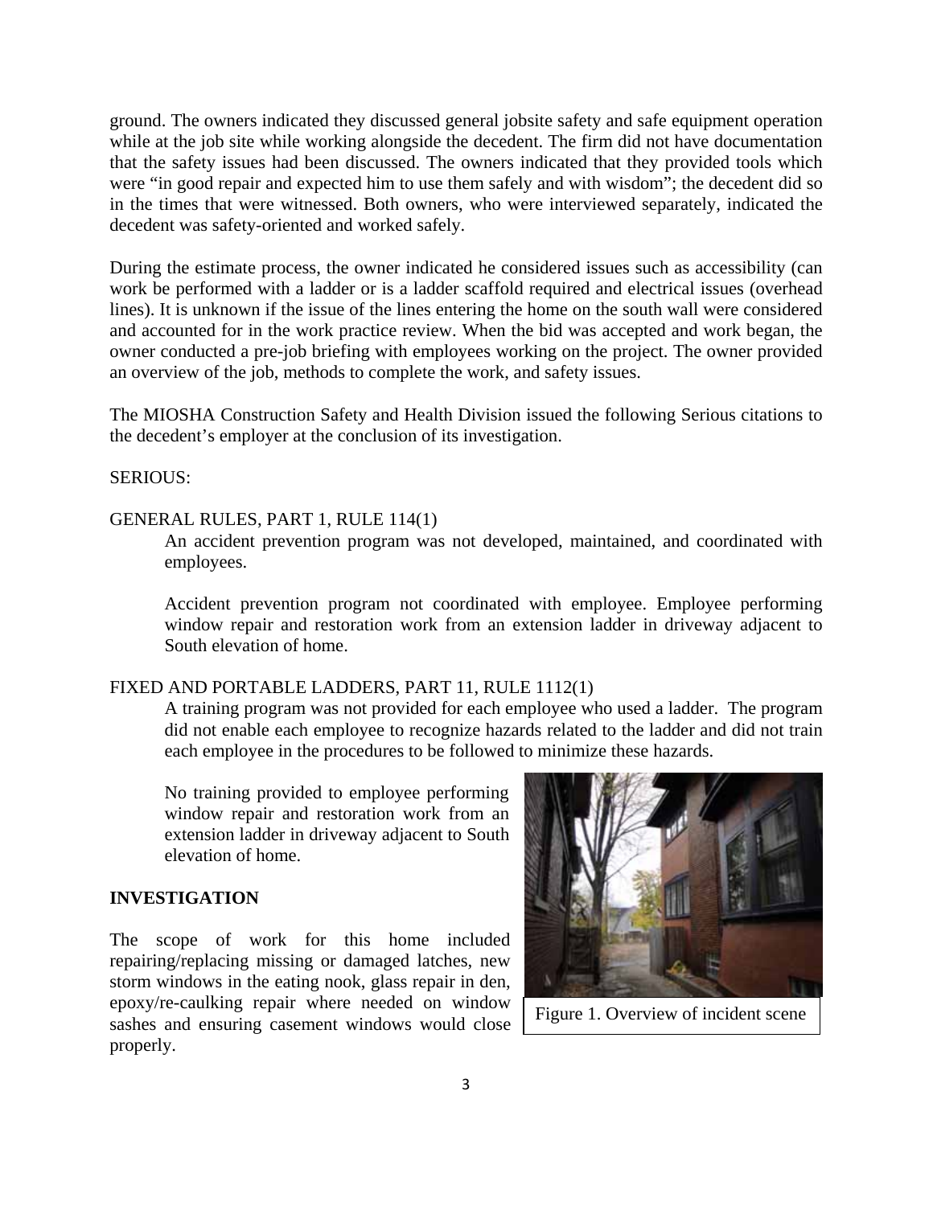ground. The owners indicated they discussed general jobsite safety and safe equipment operation while at the job site while working alongside the decedent. The firm did not have documentation that the safety issues had been discussed. The owners indicated that they provided tools which were "in good repair and expected him to use them safely and with wisdom"; the decedent did so in the times that were witnessed. Both owners, who were interviewed separately, indicated the decedent was safety-oriented and worked safely.

During the estimate process, the owner indicated he considered issues such as accessibility (can work be performed with a ladder or is a ladder scaffold required and electrical issues (overhead lines). It is unknown if the issue of the lines entering the home on the south wall were considered and accounted for in the work practice review. When the bid was accepted and work began, the owner conducted a pre-job briefing with employees working on the project. The owner provided an overview of the job, methods to complete the work, and safety issues.

The MIOSHA Construction Safety and Health Division issued the following Serious citations to the decedent's employer at the conclusion of its investigation.

SERIOUS:

GENERAL RULES, PART 1, RULE 114(1)

An accident prevention program was not developed, maintained, and coordinated with employees.

Accident prevention program not coordinated with employee. Employee performing window repair and restoration work from an extension ladder in driveway adjacent to South elevation of home.

FIXED AND PORTABLE LADDERS, PART 11, RULE 1112(1)

A training program was not provided for each employee who used a ladder. The program did not enable each employee to recognize hazards related to the ladder and did not train each employee in the procedures to be followed to minimize these hazards.

No training provided to employee performing window repair and restoration work from an extension ladder in driveway adjacent to South elevation of home.

**INVESTIGATION**

The scope of work for this home included repairing/replacing missing or damaged latches, new storm windows in the eating nook, glass repair in den, epoxy/re-caulking repair where needed on window sashes and ensuring casement windows would close properly.

Figure 1. Overview of incident scene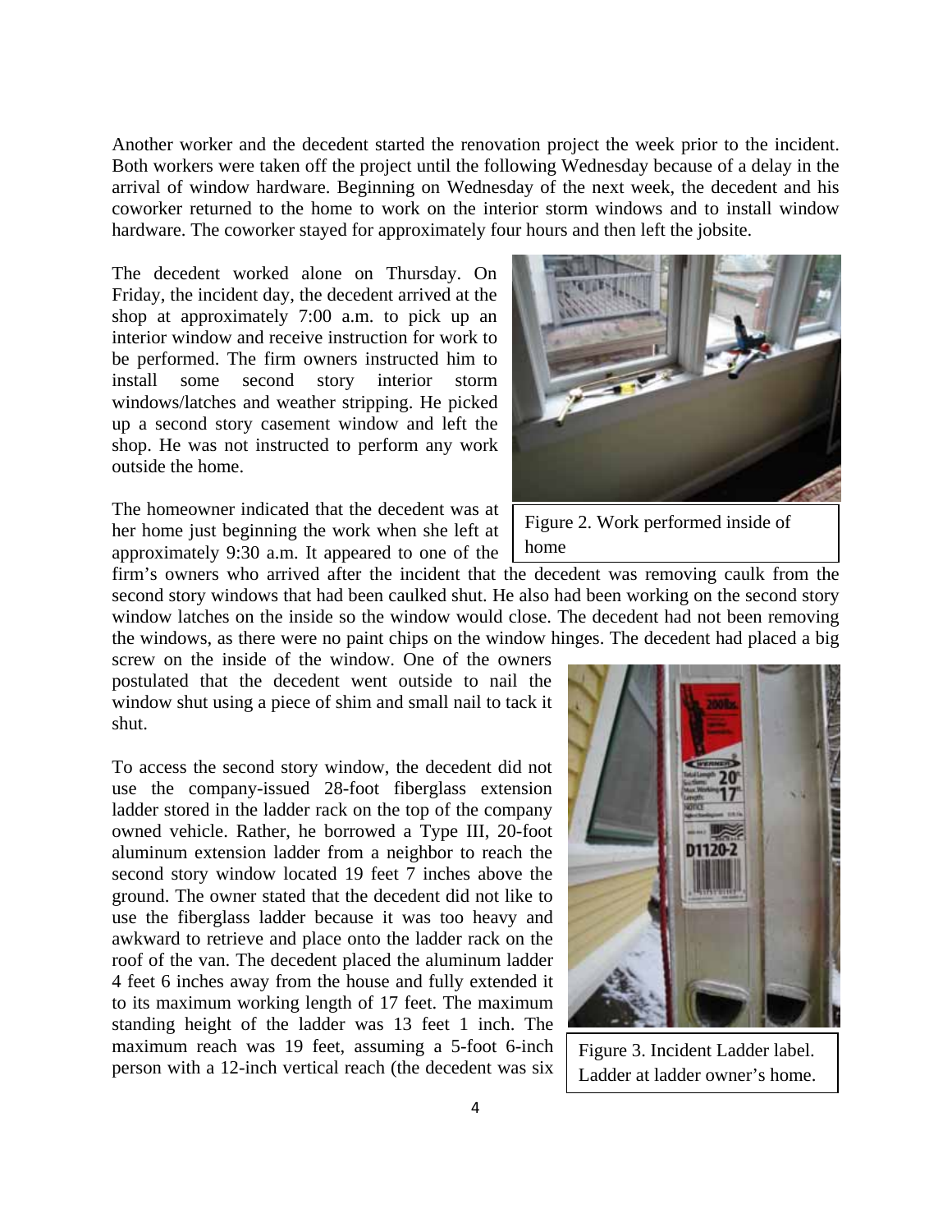Another worker and the decedent started the renovation project the week prior to the incident. Both workers were taken off the project until the following Wednesday because of a delay in the arrival of window hardware. Beginning on Wednesday of the next week, the decedent and his coworker returned to the home to work on the interior storm windows and to install window hardware. The coworker stayed for approximately four hours and then left the jobsite.

The decedent worked alone on Thursday. On Friday, the incident day, the decedent arrived at the shop at approximately 7:00 a.m. to pick up an interior window and receive instruction for work to be performed. The firm owners instructed him to install some second story interior storm windows/latches and weather stripping. He picked up a second story casement window and left the shop. He was not instructed to perform any work outside the home.

Figure 2. Work performed inside of home

The homeowner indicated that the decedent was at her home just beginning the work when she left at approximately 9:30 a.m. It appeared to one of the firm's owners who arrived after the incident that the decedent was removing caulk from the second story windows that had been caulked shut. He also had been working on the second story window latches on the inside so the window would close. The decedent had not been removing the windows, as there were no paint chips on the window hinges. The decedent had placed a big screw on the inside of the window. One of the owners postulated that the decedent went outside to nail the window shut using a piece of shim and small nail to tack it shut.

To access the second story window, the decedent did not use the company-issued 28-foot fiberglass extension ladder stored in the ladder rack on the top of the company owned vehicle. Rather, he borrowed a Type III, 20-foot aluminum extension ladder from a neighbor to reach the second story window located 19 feet 7 inches above the ground. The owner stated that the decedent did not like to use the fiberglass ladder because it was too heavy and awkward to retrieve and place onto the ladder rack on the roof of the van. The decedent placed the aluminum ladder 4 feet 6 inches away from the house and fully extended it to its maximum working length of 17 feet. The maximum standing height of the ladder was 13 feet 1 inch. The maximum reach was 19 feet, assuming a 5-foot 6-inch person with a 12-inch vertical reach (the decedent was six

Figure 3. Incident Ladder label. Ladder at ladder owner's home.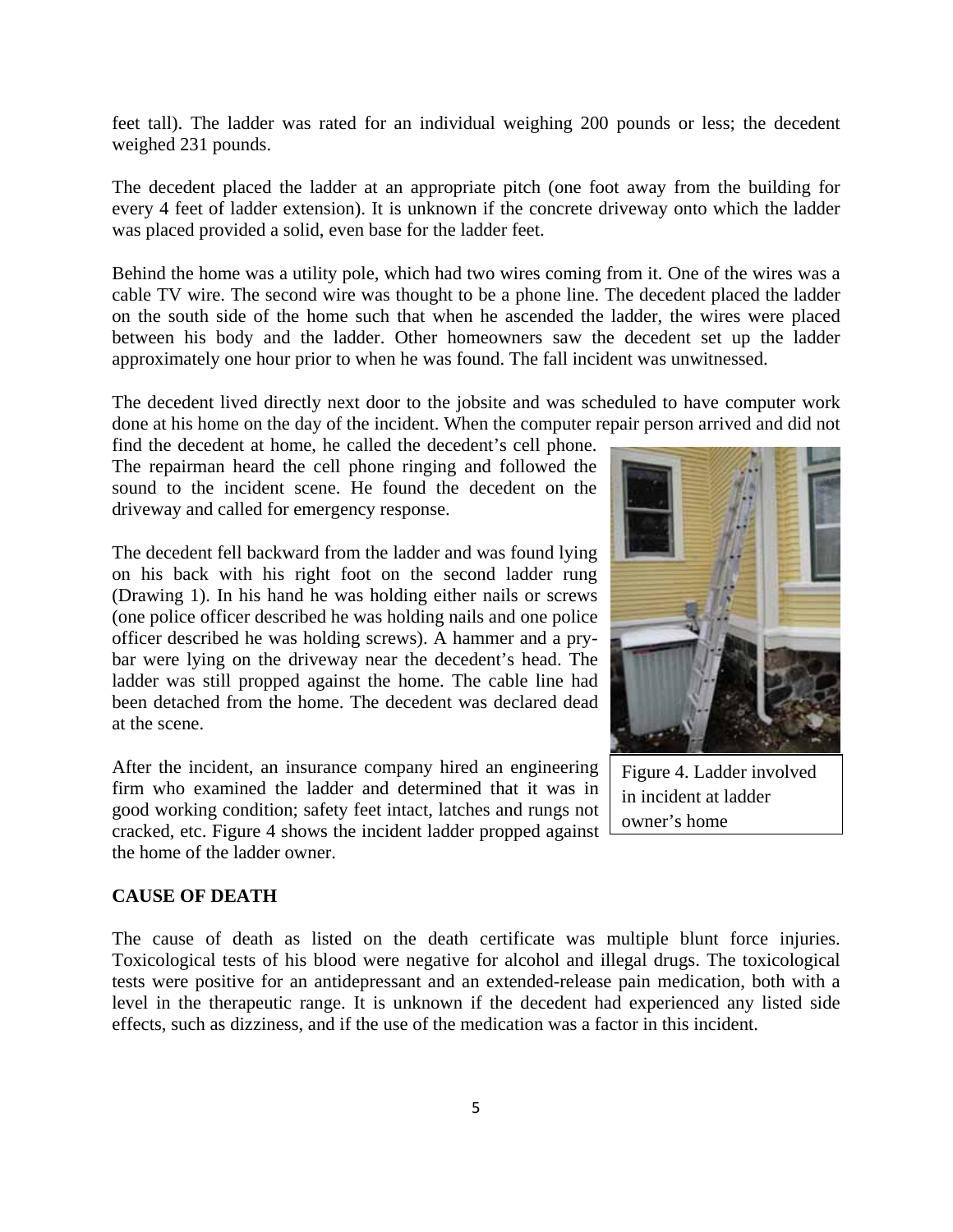feet tall). The ladder was rated for an individual weighing 200 pounds or less; the decedent weighed 231 pounds.

The decedent placed the ladder at an appropriate pitch (one foot away from the building for every 4 feet of ladder extension). It is unknown if the concrete driveway onto which the ladder was placed provided a solid, even base for the ladder feet.

Behind the home was a utility pole, which had two wires coming from it. One of the wires was a cable TV wire. The second wire was thought to be a phone line. The decedent placed the ladder on the south side of the home such that when he ascended the ladder, the wires were placed between his body and the ladder. Other homeowners saw the decedent set up the ladder approximately one hour prior to when he was found. The fall incident was unwitnessed.

The decedent lived directly next door to the jobsite and was scheduled to have computer work done at his home on the day of the incident. When the computer repair person arrived and did not find the decedent at home, he called the decedent's cell phone. The repairman heard the cell phone ringing and followed the sound to the incident scene. He found the decedent on the driveway and called for emergency response.

The decedent fell backward from the ladder and was found lying on his back with his right foot on the second ladder rung (Drawing 1). In his hand he was holding either nails or screws (one police officer described he was holding nails and one police officer described he was holding screws). A hammer and a pry-bar were lying on the driveway near the decedent's head. The ladder was still propped against the home. The cable line had been detached from the home. The decedent was declared dead at the scene.

After the incident, an insurance company hired an engineering firm who examined the ladder and determined that it was in good working condition; safety feet intact, latches and rungs not cracked, etc. Figure 4 shows the incident ladder propped against the home of the ladder owner.

Figure 4. Ladder involved in incident at ladder owner's home

**CAUSE OF DEATH**

The cause of death as listed on the death certificate was multiple blunt force injuries. Toxicological tests of his blood were negative for alcohol and illegal drugs. The toxicological tests were positive for an antidepressant and an extended-release pain medication, both with a level in the therapeutic range. It is unknown if the decedent had experienced any listed side effects, such as dizziness, and if the use of the medication was a factor in this incident.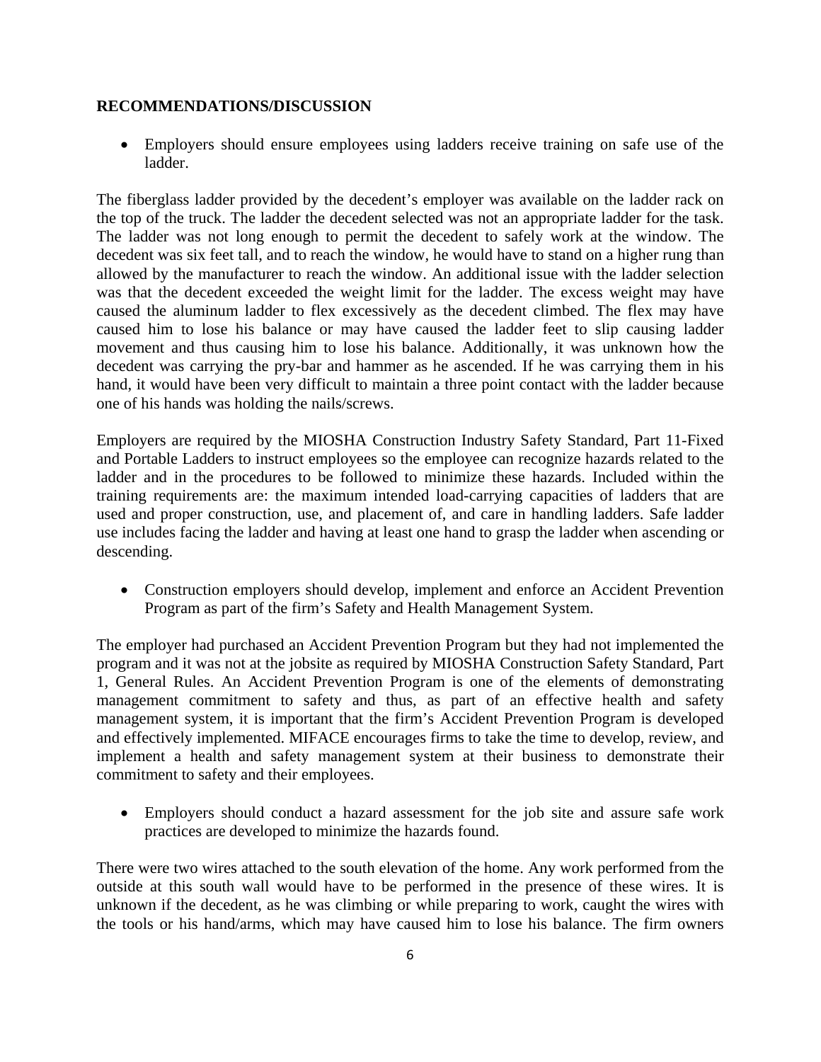**RECOMMENDATIONS/DISCUSSION**

- Employers should ensure employees using ladders receive training on safe use of the ladder.

The fiberglass ladder provided by the decedent's employer was available on the ladder rack on the top of the truck. The ladder the decedent selected was not an appropriate ladder for the task. The ladder was not long enough to permit the decedent to safely work at the window. The decedent was six feet tall, and to reach the window, he would have to stand on a higher rung than allowed by the manufacturer to reach the window. An additional issue with the ladder selection was that the decedent exceeded the weight limit for the ladder. The excess weight may have caused the aluminum ladder to flex excessively as the decedent climbed. The flex may have caused him to lose his balance or may have caused the ladder feet to slip causing ladder movement and thus causing him to lose his balance. Additionally, it was unknown how the decedent was carrying the pry-bar and hammer as he ascended. If he was carrying them in his hand, it would have been very difficult to maintain a three point contact with the ladder because one of his hands was holding the nails/screws.

Employers are required by the MIOSHA Construction Industry Safety Standard, Part 11-Fixed and Portable Ladders to instruct employees so the employee can recognize hazards related to the ladder and in the procedures to be followed to minimize these hazards. Included within the training requirements are: the maximum intended load-carrying capacities of ladders that are used and proper construction, use, and placement of, and care in handling ladders. Safe ladder use includes facing the ladder and having at least one hand to grasp the ladder when ascending or descending.

- Construction employers should develop, implement and enforce an Accident Prevention Program as part of the firm's Safety and Health Management System.

The employer had purchased an Accident Prevention Program but they had not implemented the program and it was not at the jobsite as required by MIOSHA Construction Safety Standard, Part 1, General Rules. An Accident Prevention Program is one of the elements of demonstrating management commitment to safety and thus, as part of an effective health and safety management system, it is important that the firm's Accident Prevention Program is developed and effectively implemented. MIFACE encourages firms to take the time to develop, review, and implement a health and safety management system at their business to demonstrate their commitment to safety and their employees.

- Employers should conduct a hazard assessment for the job site and assure safe work practices are developed to minimize the hazards found.

There were two wires attached to the south elevation of the home. Any work performed from the outside at this south wall would have to be performed in the presence of these wires. It is unknown if the decedent, as he was climbing or while preparing to work, caught the wires with the tools or his hand/arms, which may have caused him to lose his balance. The firm owners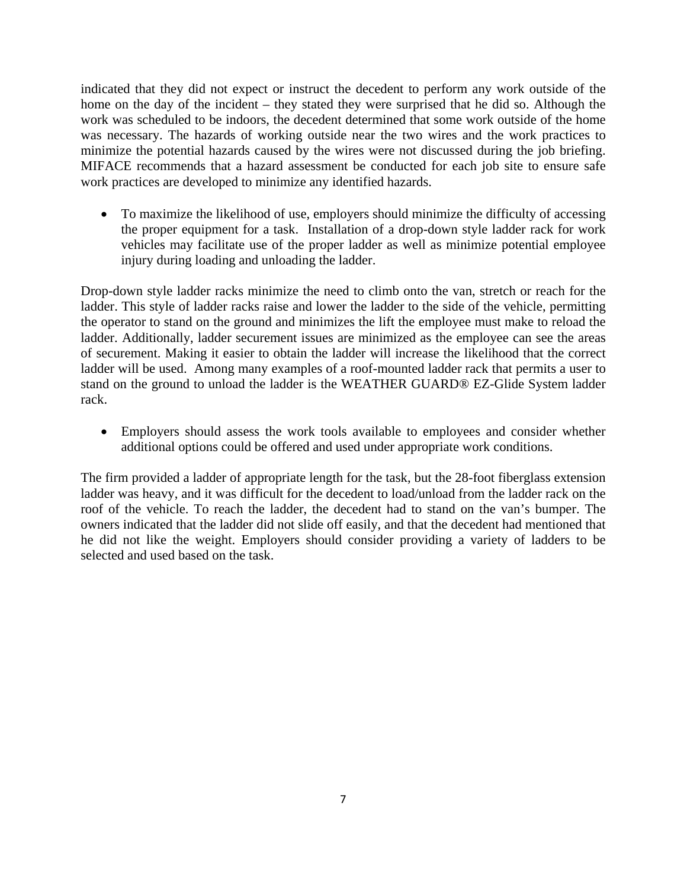indicated that they did not expect or instruct the decedent to perform any work outside of the home on the day of the incident – they stated they were surprised that he did so. Although the work was scheduled to be indoors, the decedent determined that some work outside of the home was necessary. The hazards of working outside near the two wires and the work practices to minimize the potential hazards caused by the wires were not discussed during the job briefing. MIFACE recommends that a hazard assessment be conducted for each job site to ensure safe work practices are developed to minimize any identified hazards.

- To maximize the likelihood of use, employers should minimize the difficulty of accessing the proper equipment for a task. Installation of a drop-down style ladder rack for work vehicles may facilitate use of the proper ladder as well as minimize potential employee injury during loading and unloading the ladder.

Drop-down style ladder racks minimize the need to climb onto the van, stretch or reach for the ladder. This style of ladder racks raise and lower the ladder to the side of the vehicle, permitting the operator to stand on the ground and minimizes the lift the employee must make to reload the ladder. Additionally, ladder securement issues are minimized as the employee can see the areas of securement. Making it easier to obtain the ladder will increase the likelihood that the correct ladder will be used. Among many examples of a roof-mounted ladder rack that permits a user to stand on the ground to unload the ladder is the WEATHER GUARD® EZ-Glide System ladder rack.

- Employers should assess the work tools available to employees and consider whether additional options could be offered and used under appropriate work conditions.

The firm provided a ladder of appropriate length for the task, but the 28-foot fiberglass extension ladder was heavy, and it was difficult for the decedent to load/unload from the ladder rack on the roof of the vehicle. To reach the ladder, the decedent had to stand on the van's bumper. The owners indicated that the ladder did not slide off easily, and that the decedent had mentioned that he did not like the weight. Employers should consider providing a variety of ladders to be selected and used based on the task.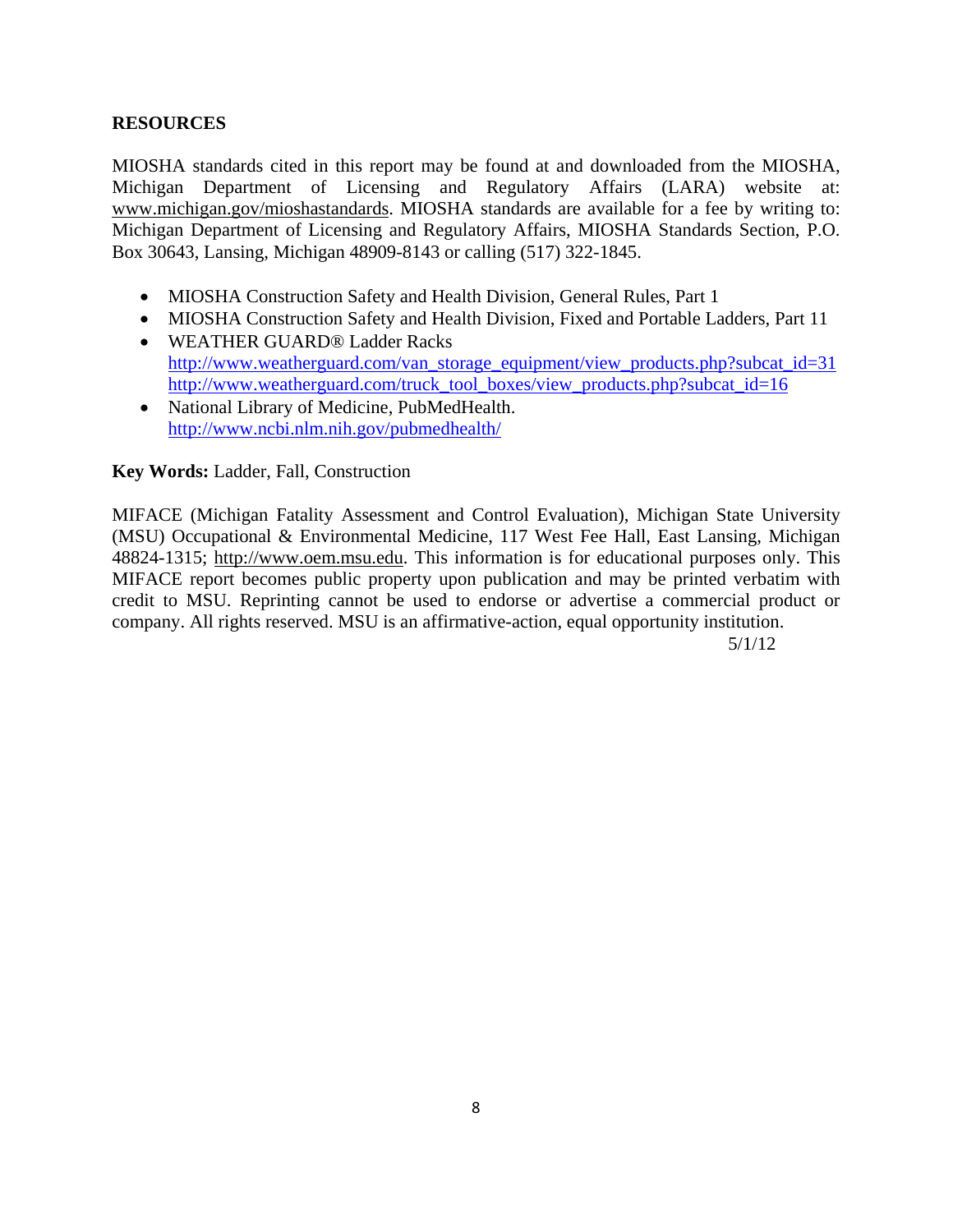## RESOURCES

MIOSHA standards cited in this report may be found at and downloaded from the MIOSHA, Michigan Department of Licensing and Regulatory Affairs (LARA) website at: www.michigan.gov/mioshastandards. MIOSHA standards are available for a fee by writing to: Michigan Department of Licensing and Regulatory Affairs, MIOSHA Standards Section, P.O. Box 30643, Lansing, Michigan 48909-8143 or calling (517) 322-1845.

- MIOSHA Construction Safety and Health Division, General Rules, Part 1
- MIOSHA Construction Safety and Health Division, Fixed and Portable Ladders, Part 11
- WEATHER GUARD® Ladder Racks
  http://www.weatherguard.com/van_storage_equipment/view_products.php?subcat_id=31
  http://www.weatherguard.com/truck_tool_boxes/view_products.php?subcat_id=16
- National Library of Medicine, PubMedHealth.
  http://www.ncbi.nlm.nih.gov/pubmedhealth/

**Key Words:** Ladder, Fall, Construction

MIFACE (Michigan Fatality Assessment and Control Evaluation), Michigan State University (MSU) Occupational & Environmental Medicine, 117 West Fee Hall, East Lansing, Michigan 48824-1315; http://www.oem.msu.edu. This information is for educational purposes only. This MIFACE report becomes public property upon publication and may be printed verbatim with credit to MSU. Reprinting cannot be used to endorse or advertise a commercial product or company. All rights reserved. MSU is an affirmative-action, equal opportunity institution.

5/1/12